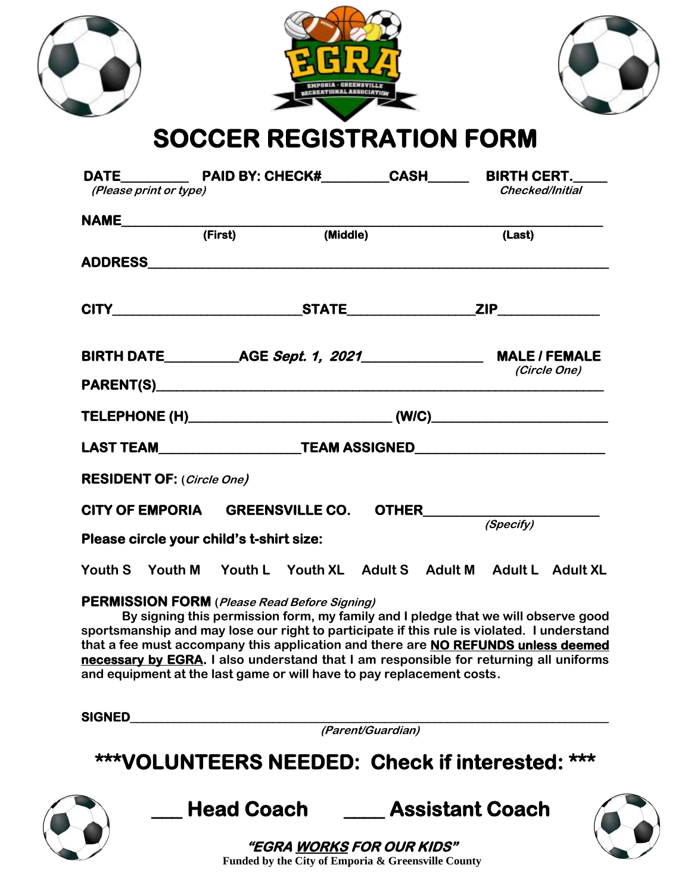EGRA

EMPORIA - GREENSVILLE RECREATIONAL ASSOCIATION

# SOCCER REGISTRATION FORM

**DATE**\_\_\_\_\_\_\_\_\_\_ **PAID BY: CHECK#**\_\_\_\_\_\_\_\_\_\_**CASH**\_\_\_\_\_\_ **BIRTH CERT.**\_\_\_\_\_
*(Please print or type)* *Checked/Initial*

**NAME**\_\_\_\_\_\_\_\_\_\_\_\_\_\_\_\_\_\_\_\_\_\_\_\_\_\_\_\_\_\_\_\_\_\_\_\_\_\_\_\_\_\_\_\_\_\_\_\_\_\_\_\_\_\_\_\_\_\_\_\_\_\_\_\_
**(First)** **(Middle)** **(Last)**

**ADDRESS**\_\_\_\_\_\_\_\_\_\_\_\_\_\_\_\_\_\_\_\_\_\_\_\_\_\_\_\_\_\_\_\_\_\_\_\_\_\_\_\_\_\_\_\_\_\_\_\_\_\_\_\_\_\_\_\_\_\_\_\_\_\_

**CITY**\_\_\_\_\_\_\_\_\_\_\_\_\_\_\_\_\_\_\_\_\_\_\_\_\_\_\_**STATE**\_\_\_\_\_\_\_\_\_\_\_\_\_\_\_\_\_\_**ZIP**\_\_\_\_\_\_\_\_\_\_\_\_\_\_

**BIRTH DATE**\_\_\_\_\_\_\_\_\_\_**AGE** ***Sept. 1, 2021***\_\_\_\_\_\_\_\_\_\_\_\_\_\_\_\_\_ **MALE / FEMALE**
*(Circle One)*

**PARENT(S)**\_\_\_\_\_\_\_\_\_\_\_\_\_\_\_\_\_\_\_\_\_\_\_\_\_\_\_\_\_\_\_\_\_\_\_\_\_\_\_\_\_\_\_\_\_\_\_\_\_\_\_\_\_\_\_\_\_\_\_\_\_

**TELEPHONE (H)**\_\_\_\_\_\_\_\_\_\_\_\_\_\_\_\_\_\_\_\_\_\_\_\_\_\_\_\_\_ **(W/C)**\_\_\_\_\_\_\_\_\_\_\_\_\_\_\_\_\_\_\_\_\_\_\_\_

**LAST TEAM**\_\_\_\_\_\_\_\_\_\_\_\_\_\_\_\_\_\_\_\_**TEAM ASSIGNED**\_\_\_\_\_\_\_\_\_\_\_\_\_\_\_\_\_\_\_\_\_\_\_\_\_\_

**RESIDENT OF:** (*Circle One)*

**CITY OF EMPORIA** **GREENSVILLE CO.** **OTHER**\_\_\_\_\_\_\_\_\_\_\_\_\_\_\_\_\_\_\_\_\_\_\_\_\_
*(Specify)*

**Please circle your child's t-shirt size:**

Youth S Youth M Youth L Youth XL Adult S Adult M Adult L Adult XL

**PERMISSION FORM** (*Please Read Before Signing)*

By signing this permission form, my family and I pledge that we will observe good sportsmanship and may lose our right to participate if this rule is violated. I understand that a fee must accompany this application and there are **NO REFUNDS unless deemed necessary by EGRA**. I also understand that I am responsible for returning all uniforms and equipment at the last game or will have to pay replacement costs.

**SIGNED**\_\_\_\_\_\_\_\_\_\_\_\_\_\_\_\_\_\_\_\_\_\_\_\_\_\_\_\_\_\_\_\_\_\_\_\_\_\_\_\_\_\_\_\_\_\_\_\_\_\_\_\_\_\_\_\_\_\_\_\_\_\_\_\_
*(Parent/Guardian)*

## \*\*\*VOLUNTEERS NEEDED: Check if interested: \*\*\*

## \_\_\_ Head Coach \_\_\_\_ Assistant Coach

***"EGRA WORKS FOR OUR KIDS"***

**Funded by the City of Emporia & Greensville County**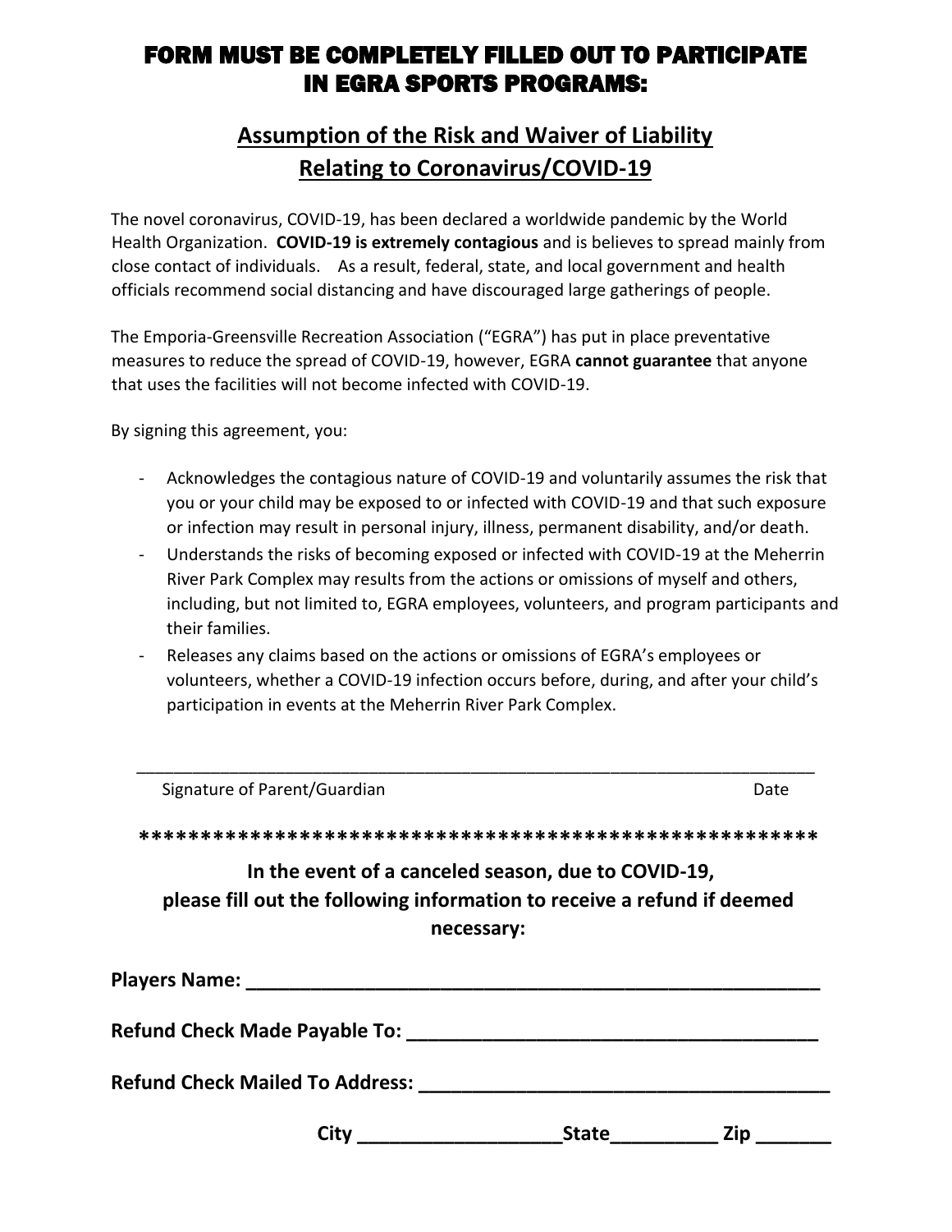# FORM MUST BE COMPLETELY FILLED OUT TO PARTICIPATE IN EGRA SPORTS PROGRAMS:

## Assumption of the Risk and Waiver of Liability Relating to Coronavirus/COVID-19

The novel coronavirus, COVID-19, has been declared a worldwide pandemic by the World Health Organization. **COVID-19 is extremely contagious** and is believes to spread mainly from close contact of individuals. As a result, federal, state, and local government and health officials recommend social distancing and have discouraged large gatherings of people.

The Emporia-Greensville Recreation Association ("EGRA") has put in place preventative measures to reduce the spread of COVID-19, however, EGRA **cannot guarantee** that anyone that uses the facilities will not become infected with COVID-19.

By signing this agreement, you:

- Acknowledges the contagious nature of COVID-19 and voluntarily assumes the risk that you or your child may be exposed to or infected with COVID-19 and that such exposure or infection may result in personal injury, illness, permanent disability, and/or death.
- Understands the risks of becoming exposed or infected with COVID-19 at the Meherrin River Park Complex may results from the actions or omissions of myself and others, including, but not limited to, EGRA employees, volunteers, and program participants and their families.
- Releases any claims based on the actions or omissions of EGRA's employees or volunteers, whether a COVID-19 infection occurs before, during, and after your child's participation in events at the Meherrin River Park Complex.

_______________________________________________________________________________

Signature of Parent/Guardian                                                                                    Date

*******************************************************

**In the event of a canceled season, due to COVID-19, please fill out the following information to receive a refund if deemed necessary:**

**Players Name:** ______________________________________________

**Refund Check Made Payable To:** ___________________________________

**Refund Check Mailed To Address:** __________________________________

**City** __________________ **State**__________ **Zip** _______